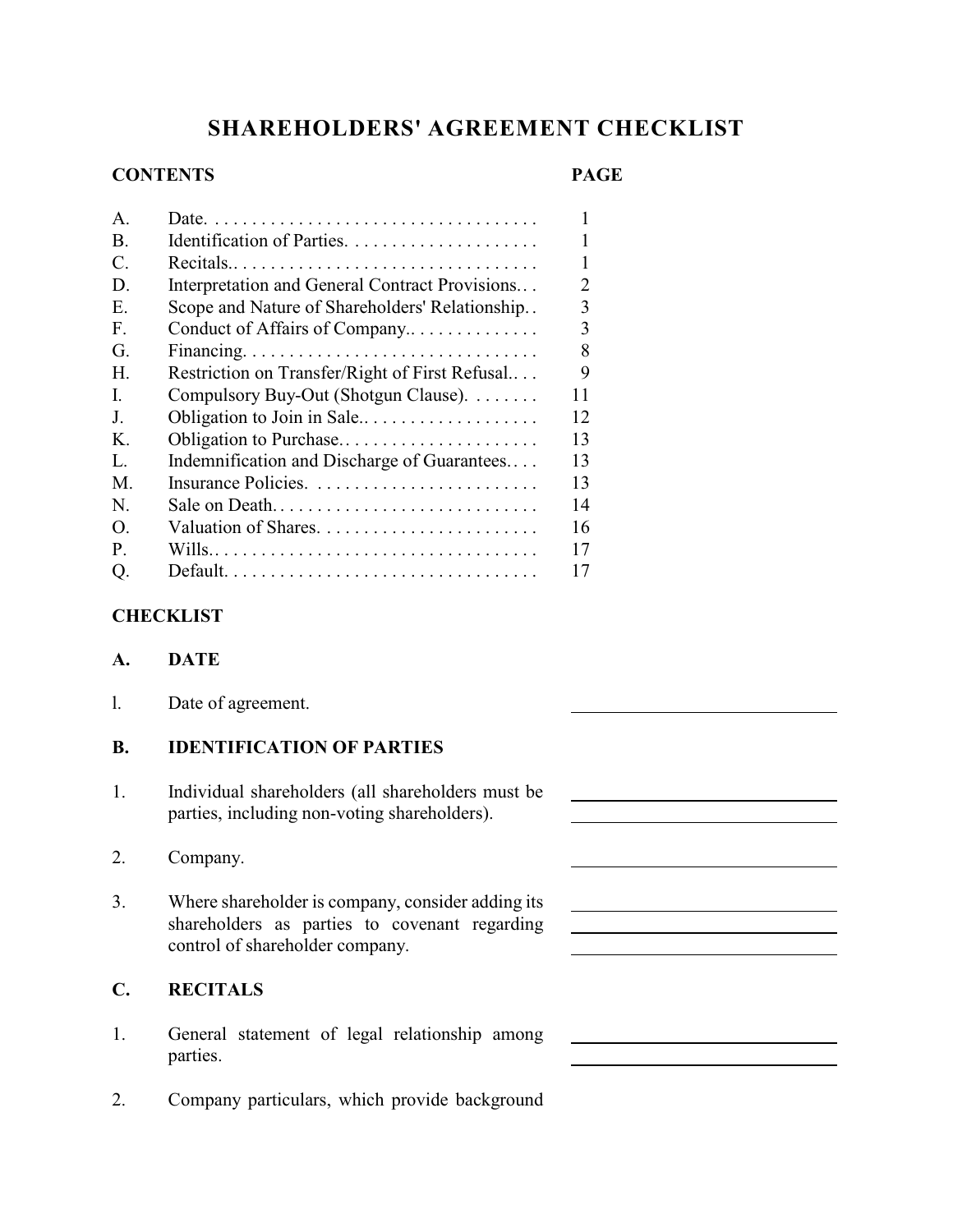# SHAREHOLDERS' AGREEMENT CHECKLIST

| CONTENTS | | PAGE |
| --- | --- | --- |
| A. | Date | 1 |
| B. | Identification of Parties | 1 |
| C. | Recitals | 1 |
| D. | Interpretation and General Contract Provisions | 2 |
| E. | Scope and Nature of Shareholders' Relationship | 3 |
| F. | Conduct of Affairs of Company | 3 |
| G. | Financing | 8 |
| H. | Restriction on Transfer/Right of First Refusal | 9 |
| I. | Compulsory Buy-Out (Shotgun Clause) | 11 |
| J. | Obligation to Join in Sale | 12 |
| K. | Obligation to Purchase | 13 |
| L. | Indemnification and Discharge of Guarantees | 13 |
| M. | Insurance Policies | 13 |
| N. | Sale on Death | 14 |
| O. | Valuation of Shares | 16 |
| P. | Wills | 17 |
| Q. | Default | 17 |

## CHECKLIST

### A. DATE

l. Date of agreement. ______________________

### B. IDENTIFICATION OF PARTIES

1. Individual shareholders (all shareholders must be parties, including non-voting shareholders). ______________________

2. Company. ______________________

3. Where shareholder is company, consider adding its shareholders as parties to covenant regarding control of shareholder company. ______________________

### C. RECITALS

1. General statement of legal relationship among parties. ______________________

2. Company particulars, which provide background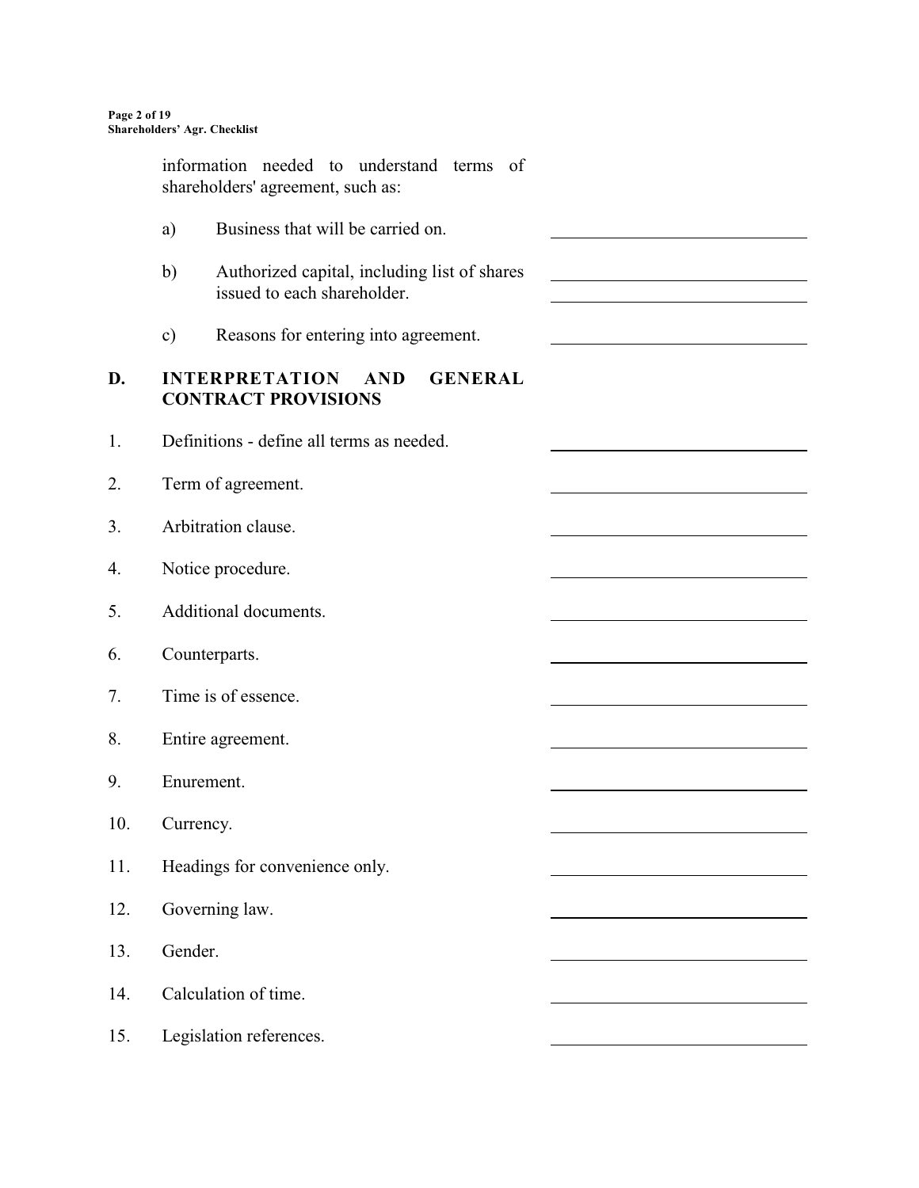information needed to understand terms of shareholders' agreement, such as:

a) Business that will be carried on.

b) Authorized capital, including list of shares issued to each shareholder.

c) Reasons for entering into agreement.

## D. INTERPRETATION AND GENERAL CONTRACT PROVISIONS

1. Definitions - define all terms as needed.
2. Term of agreement.
3. Arbitration clause.
4. Notice procedure.
5. Additional documents.
6. Counterparts.
7. Time is of essence.
8. Entire agreement.
9. Enurement.
10. Currency.
11. Headings for convenience only.
12. Governing law.
13. Gender.
14. Calculation of time.
15. Legislation references.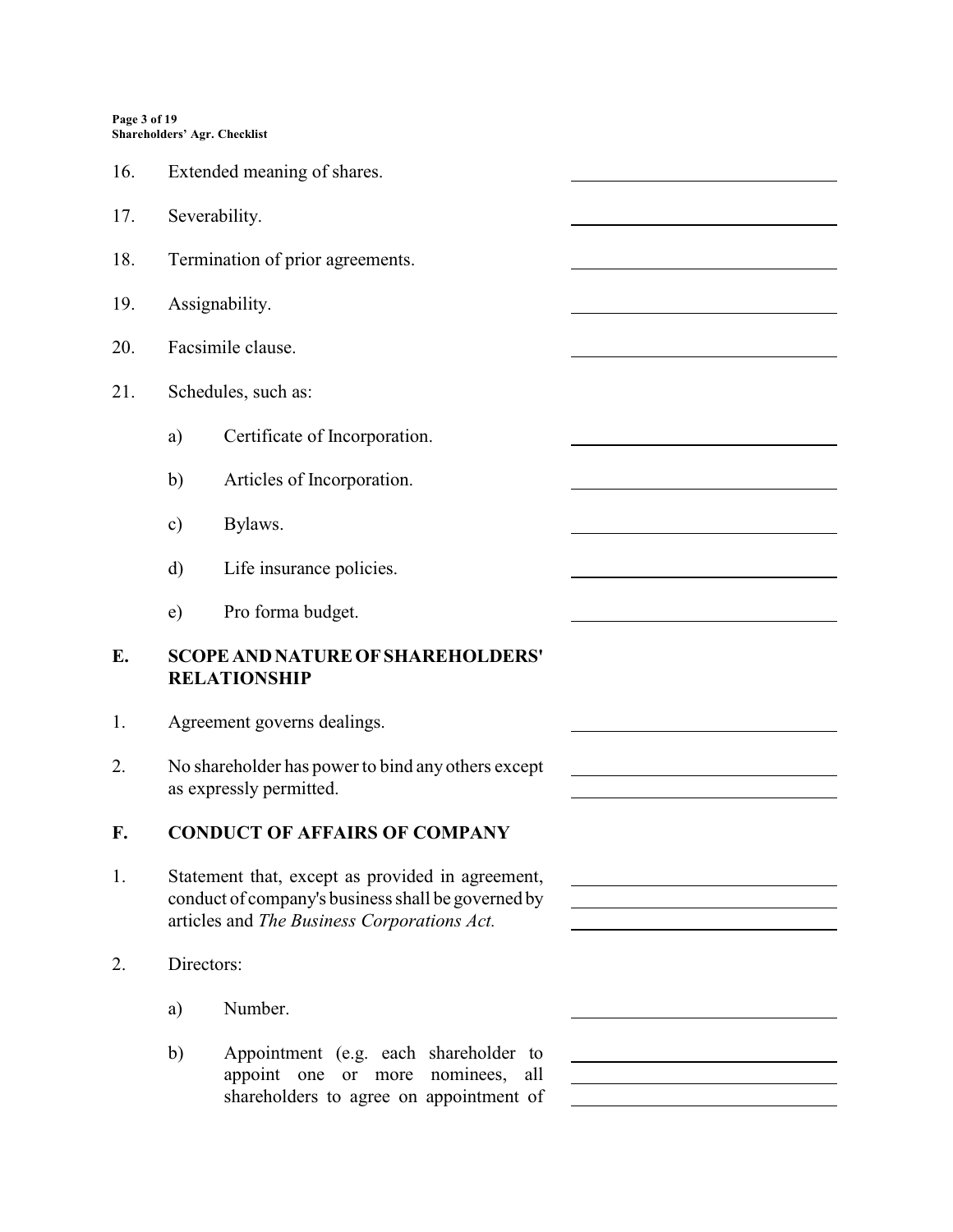16. Extended meaning of shares.

17. Severability.

18. Termination of prior agreements.

19. Assignability.

20. Facsimile clause.

21. Schedules, such as:

    a) Certificate of Incorporation.

    b) Articles of Incorporation.

    c) Bylaws.

    d) Life insurance policies.

    e) Pro forma budget.

## E. SCOPE AND NATURE OF SHAREHOLDERS' RELATIONSHIP

1. Agreement governs dealings.

2. No shareholder has power to bind any others except as expressly permitted.

## F. CONDUCT OF AFFAIRS OF COMPANY

1. Statement that, except as provided in agreement, conduct of company's business shall be governed by articles and *The Business Corporations Act.*

2. Directors:

    a) Number.

    b) Appointment (e.g. each shareholder to appoint one or more nominees, all shareholders to agree on appointment of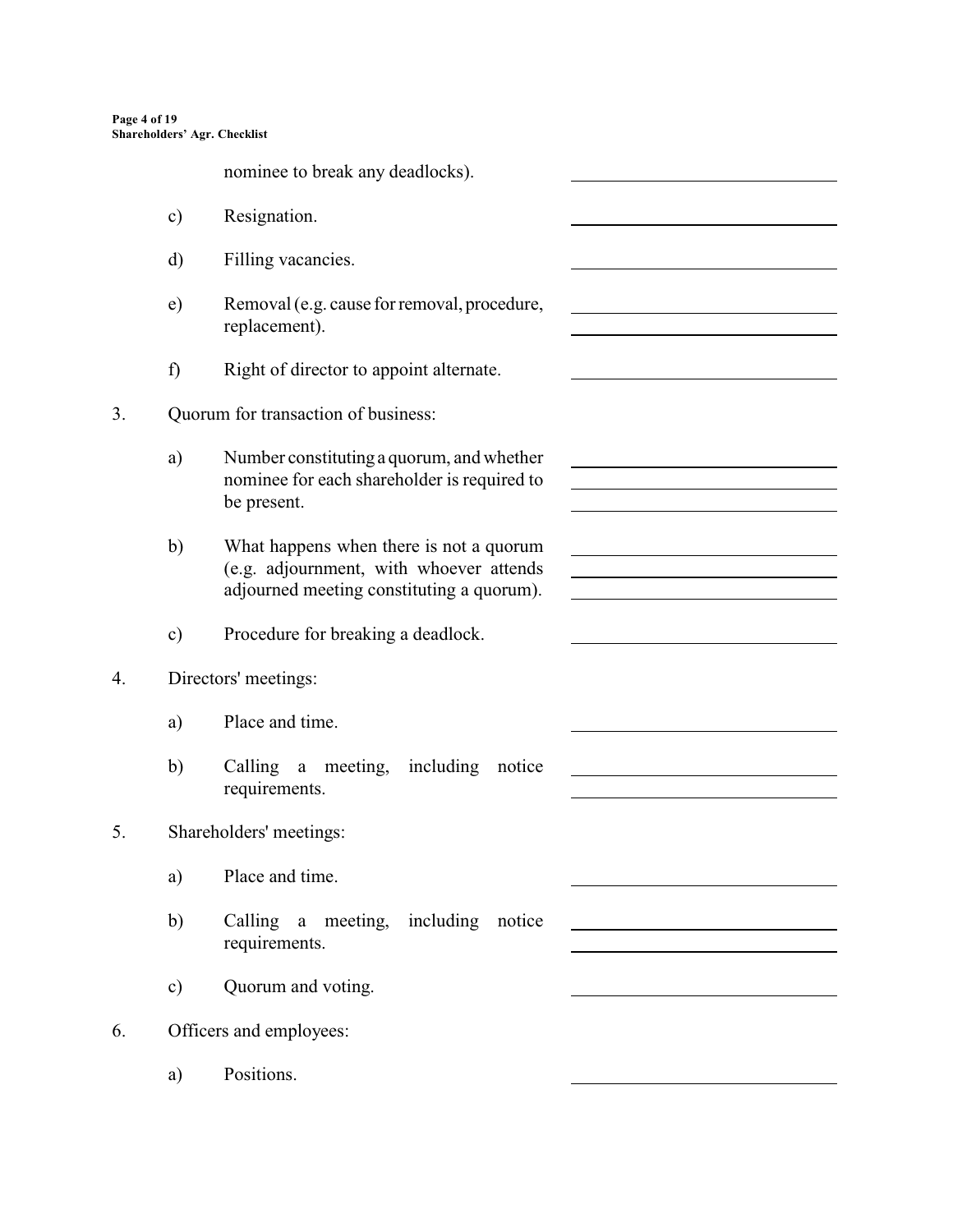nominee to break any deadlocks).

c) Resignation.

d) Filling vacancies.

e) Removal (e.g. cause for removal, procedure, replacement).

f) Right of director to appoint alternate.

3. Quorum for transaction of business:

   a) Number constituting a quorum, and whether nominee for each shareholder is required to be present.

   b) What happens when there is not a quorum (e.g. adjournment, with whoever attends adjourned meeting constituting a quorum).

   c) Procedure for breaking a deadlock.

4. Directors' meetings:

   a) Place and time.

   b) Calling a meeting, including notice requirements.

5. Shareholders' meetings:

   a) Place and time.

   b) Calling a meeting, including notice requirements.

   c) Quorum and voting.

6. Officers and employees:

   a) Positions.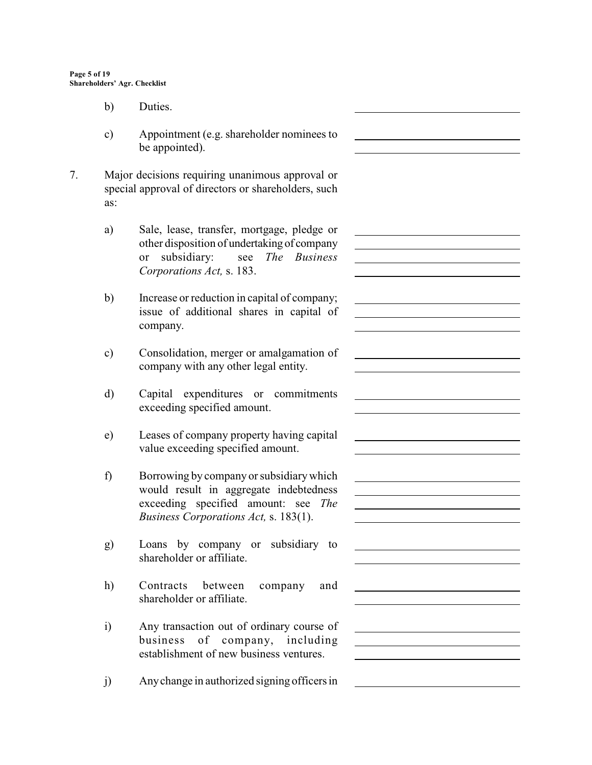b) Duties.

c) Appointment (e.g. shareholder nominees to be appointed).

7. Major decisions requiring unanimous approval or special approval of directors or shareholders, such as:

   a) Sale, lease, transfer, mortgage, pledge or other disposition of undertaking of company or subsidiary: see *The Business Corporations Act,* s. 183.

   b) Increase or reduction in capital of company; issue of additional shares in capital of company.

   c) Consolidation, merger or amalgamation of company with any other legal entity.

   d) Capital expenditures or commitments exceeding specified amount.

   e) Leases of company property having capital value exceeding specified amount.

   f) Borrowing by company or subsidiary which would result in aggregate indebtedness exceeding specified amount: see *The Business Corporations Act,* s. 183(1).

   g) Loans by company or subsidiary to shareholder or affiliate.

   h) Contracts between company and shareholder or affiliate.

   i) Any transaction out of ordinary course of business of company, including establishment of new business ventures.

   j) Any change in authorized signing officers in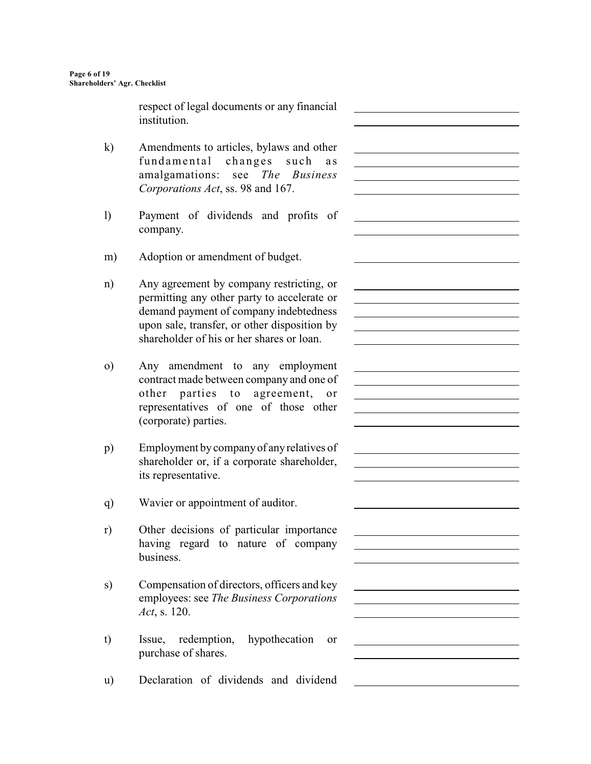respect of legal documents or any financial institution.

k) Amendments to articles, bylaws and other fundamental changes such as amalgamations: see *The Business Corporations Act*, ss. 98 and 167.

l) Payment of dividends and profits of company.

m) Adoption or amendment of budget.

n) Any agreement by company restricting, or permitting any other party to accelerate or demand payment of company indebtedness upon sale, transfer, or other disposition by shareholder of his or her shares or loan.

o) Any amendment to any employment contract made between company and one of other parties to agreement, or representatives of one of those other (corporate) parties.

p) Employment by company of any relatives of shareholder or, if a corporate shareholder, its representative.

q) Wavier or appointment of auditor.

r) Other decisions of particular importance having regard to nature of company business.

s) Compensation of directors, officers and key employees: see *The Business Corporations Act*, s. 120.

t) Issue, redemption, hypothecation or purchase of shares.

u) Declaration of dividends and dividend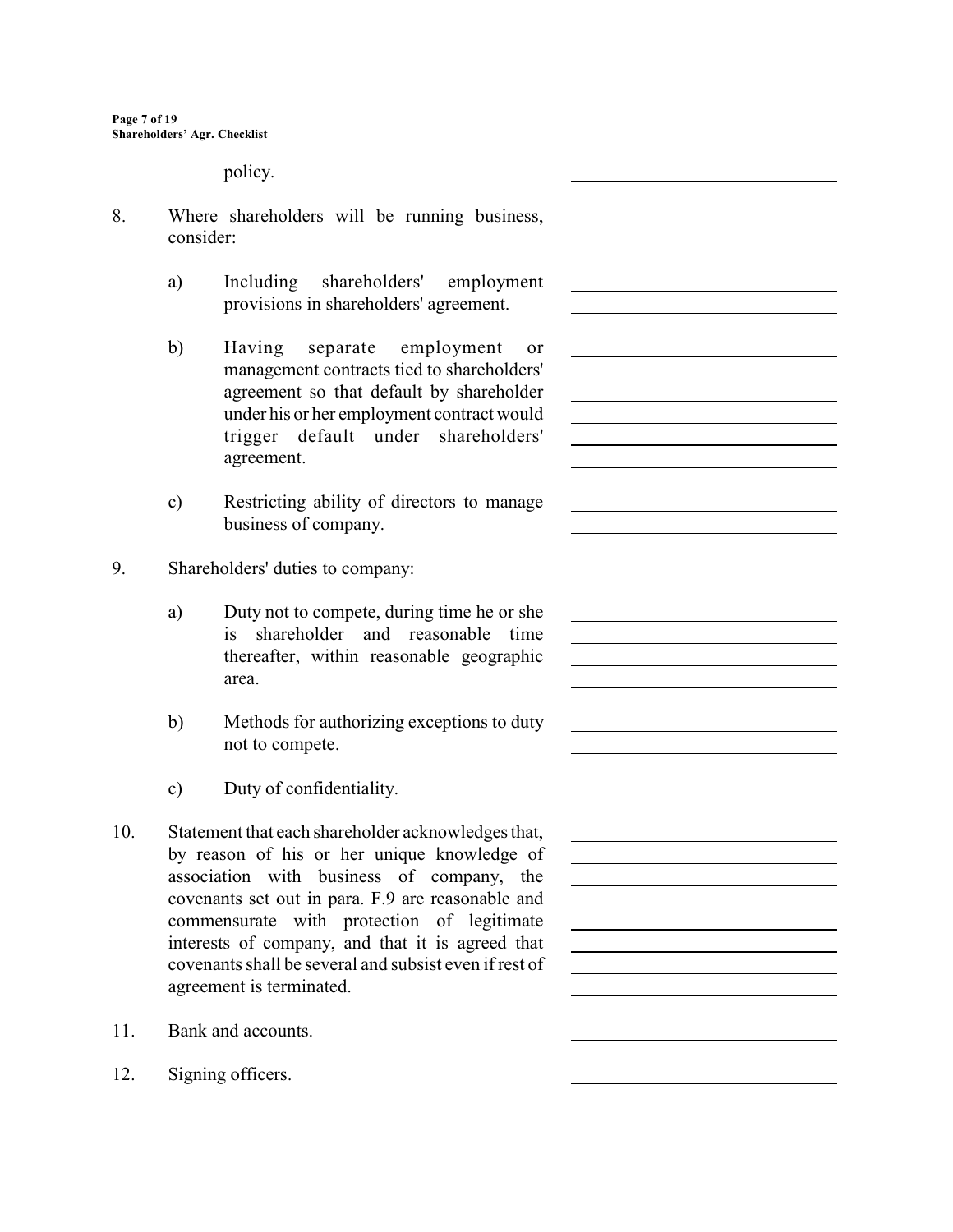policy.

8. Where shareholders will be running business, consider:

   a) Including shareholders' employment provisions in shareholders' agreement.

   b) Having separate employment or management contracts tied to shareholders' agreement so that default by shareholder under his or her employment contract would trigger default under shareholders' agreement.

   c) Restricting ability of directors to manage business of company.

9. Shareholders' duties to company:

   a) Duty not to compete, during time he or she is shareholder and reasonable time thereafter, within reasonable geographic area.

   b) Methods for authorizing exceptions to duty not to compete.

   c) Duty of confidentiality.

10. Statement that each shareholder acknowledges that, by reason of his or her unique knowledge of association with business of company, the covenants set out in para. F.9 are reasonable and commensurate with protection of legitimate interests of company, and that it is agreed that covenants shall be several and subsist even if rest of agreement is terminated.

11. Bank and accounts.

12. Signing officers.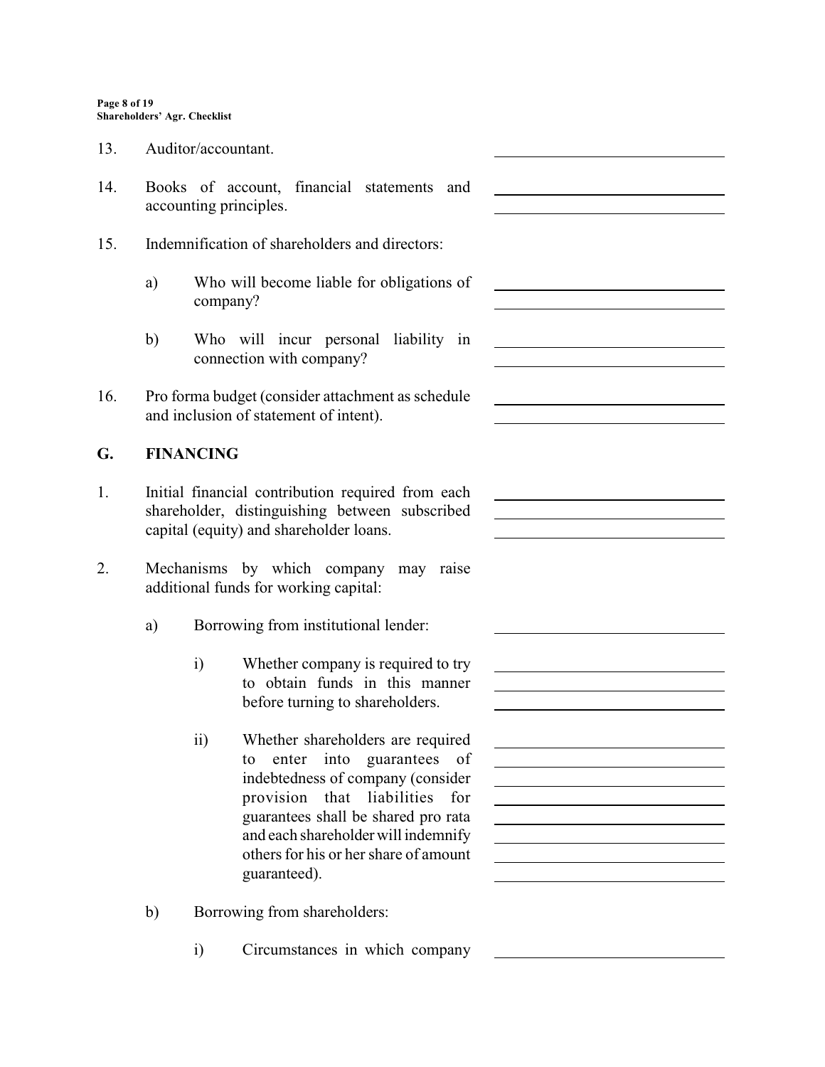13. Auditor/accountant.

14. Books of account, financial statements and accounting principles.

15. Indemnification of shareholders and directors:

    a) Who will become liable for obligations of company?

    b) Who will incur personal liability in connection with company?

16. Pro forma budget (consider attachment as schedule and inclusion of statement of intent).

## G. FINANCING

1. Initial financial contribution required from each shareholder, distinguishing between subscribed capital (equity) and shareholder loans.

2. Mechanisms by which company may raise additional funds for working capital:

    a) Borrowing from institutional lender:

        i) Whether company is required to try to obtain funds in this manner before turning to shareholders.

        ii) Whether shareholders are required to enter into guarantees of indebtedness of company (consider provision that liabilities for guarantees shall be shared pro rata and each shareholder will indemnify others for his or her share of amount guaranteed).

    b) Borrowing from shareholders:

        i) Circumstances in which company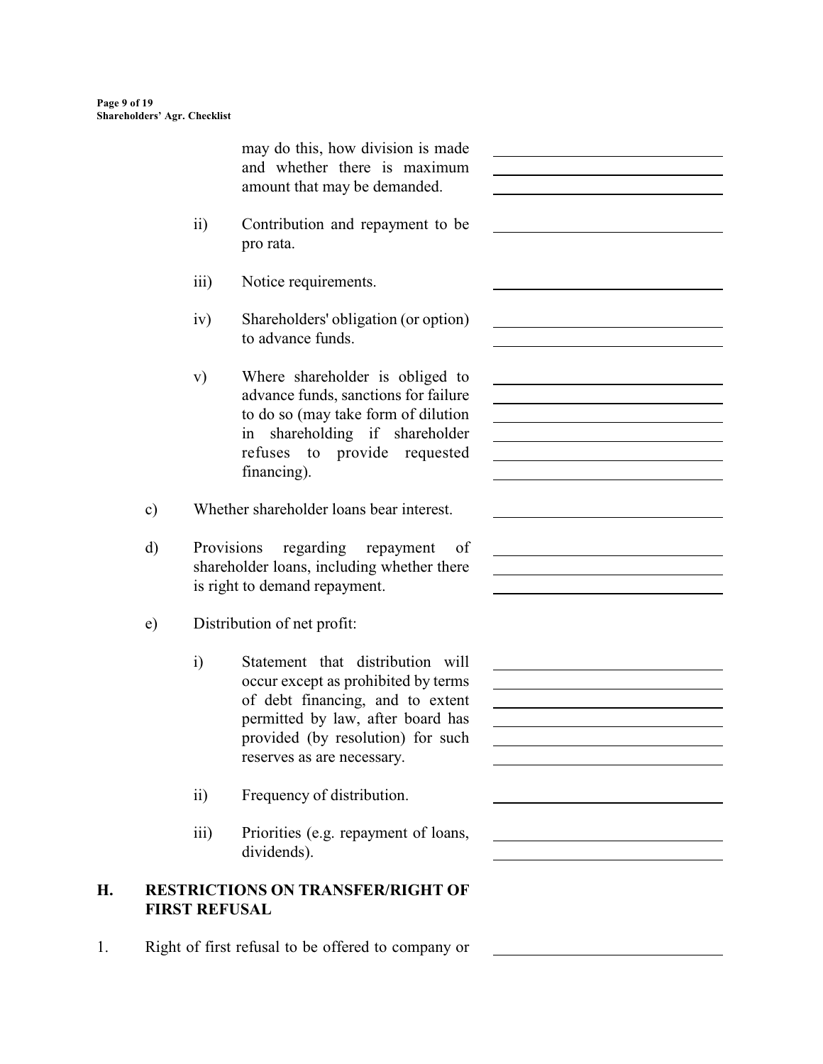may do this, how division is made and whether there is maximum amount that may be demanded.

ii) Contribution and repayment to be pro rata.

iii) Notice requirements.

iv) Shareholders' obligation (or option) to advance funds.

v) Where shareholder is obliged to advance funds, sanctions for failure to do so (may take form of dilution in shareholding if shareholder refuses to provide requested financing).

c) Whether shareholder loans bear interest.

d) Provisions regarding repayment of shareholder loans, including whether there is right to demand repayment.

e) Distribution of net profit:

i) Statement that distribution will occur except as prohibited by terms of debt financing, and to extent permitted by law, after board has provided (by resolution) for such reserves as are necessary.

ii) Frequency of distribution.

iii) Priorities (e.g. repayment of loans, dividends).

## H. RESTRICTIONS ON TRANSFER/RIGHT OF FIRST REFUSAL

1. Right of first refusal to be offered to company or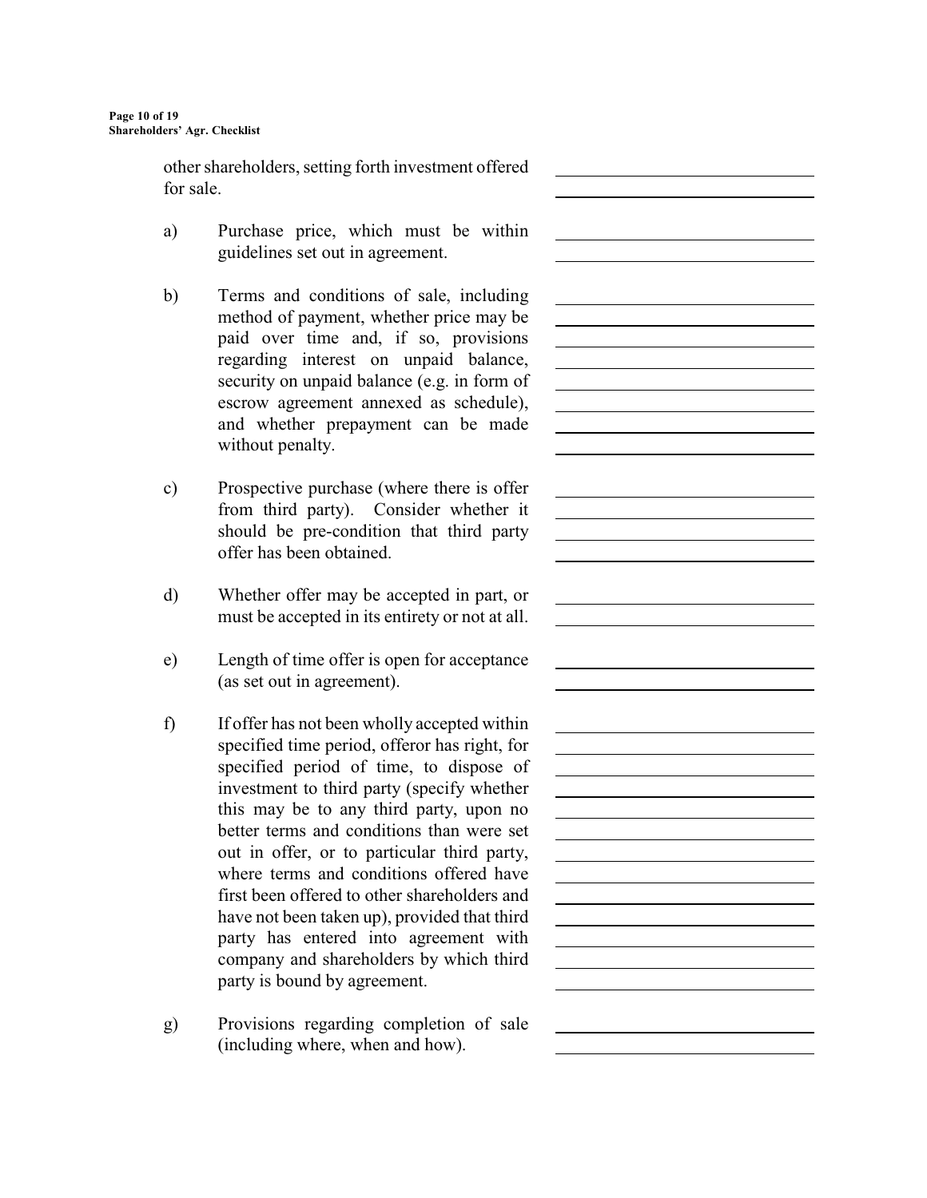other shareholders, setting forth investment offered for sale.

a) Purchase price, which must be within guidelines set out in agreement.

b) Terms and conditions of sale, including method of payment, whether price may be paid over time and, if so, provisions regarding interest on unpaid balance, security on unpaid balance (e.g. in form of escrow agreement annexed as schedule), and whether prepayment can be made without penalty.

c) Prospective purchase (where there is offer from third party). Consider whether it should be pre-condition that third party offer has been obtained.

d) Whether offer may be accepted in part, or must be accepted in its entirety or not at all.

e) Length of time offer is open for acceptance (as set out in agreement).

f) If offer has not been wholly accepted within specified time period, offeror has right, for specified period of time, to dispose of investment to third party (specify whether this may be to any third party, upon no better terms and conditions than were set out in offer, or to particular third party, where terms and conditions offered have first been offered to other shareholders and have not been taken up), provided that third party has entered into agreement with company and shareholders by which third party is bound by agreement.

g) Provisions regarding completion of sale (including where, when and how).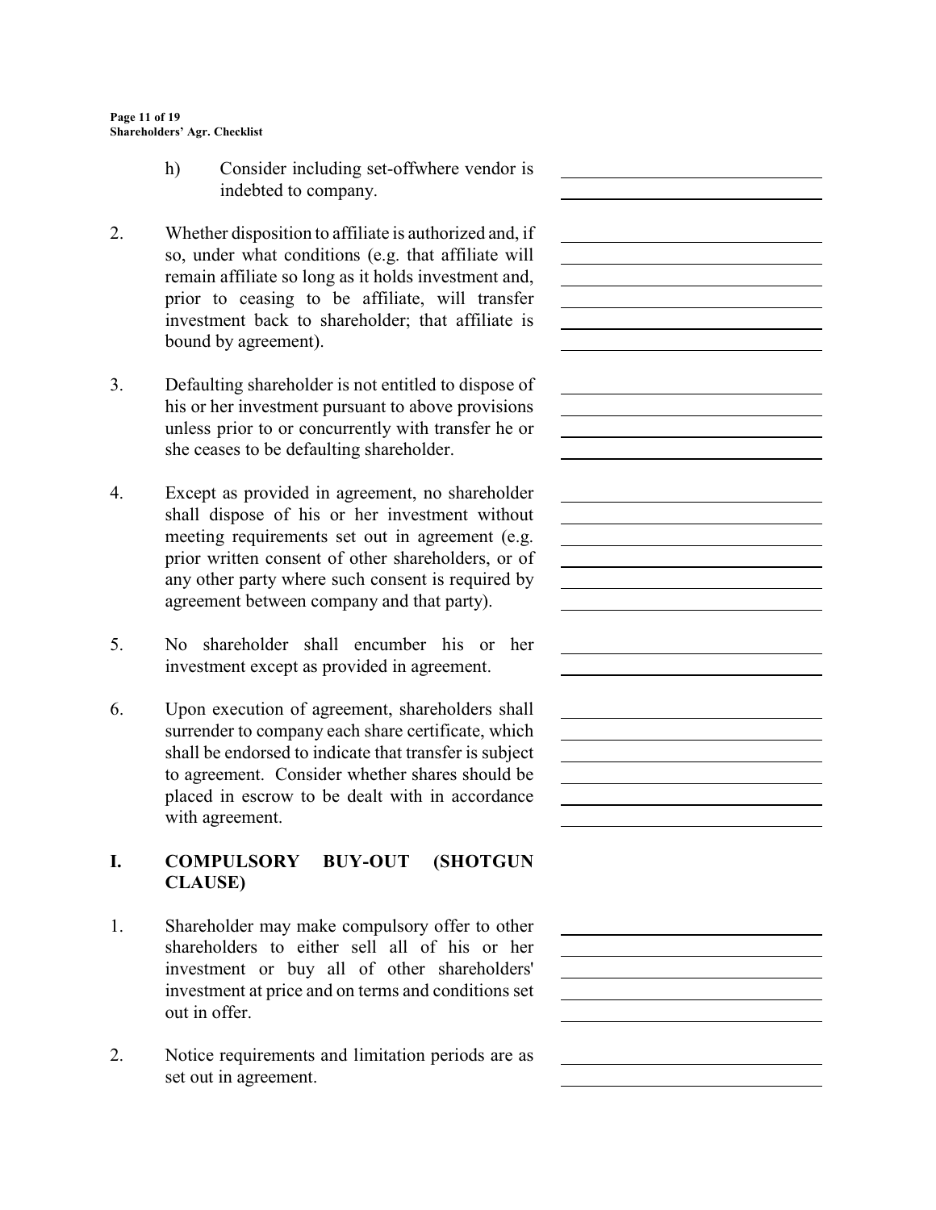h) Consider including set-offwhere vendor is indebted to company.

2. Whether disposition to affiliate is authorized and, if so, under what conditions (e.g. that affiliate will remain affiliate so long as it holds investment and, prior to ceasing to be affiliate, will transfer investment back to shareholder; that affiliate is bound by agreement).

3. Defaulting shareholder is not entitled to dispose of his or her investment pursuant to above provisions unless prior to or concurrently with transfer he or she ceases to be defaulting shareholder.

4. Except as provided in agreement, no shareholder shall dispose of his or her investment without meeting requirements set out in agreement (e.g. prior written consent of other shareholders, or of any other party where such consent is required by agreement between company and that party).

5. No shareholder shall encumber his or her investment except as provided in agreement.

6. Upon execution of agreement, shareholders shall surrender to company each share certificate, which shall be endorsed to indicate that transfer is subject to agreement. Consider whether shares should be placed in escrow to be dealt with in accordance with agreement.

## I. COMPULSORY BUY-OUT (SHOTGUN CLAUSE)

1. Shareholder may make compulsory offer to other shareholders to either sell all of his or her investment or buy all of other shareholders' investment at price and on terms and conditions set out in offer.

2. Notice requirements and limitation periods are as set out in agreement.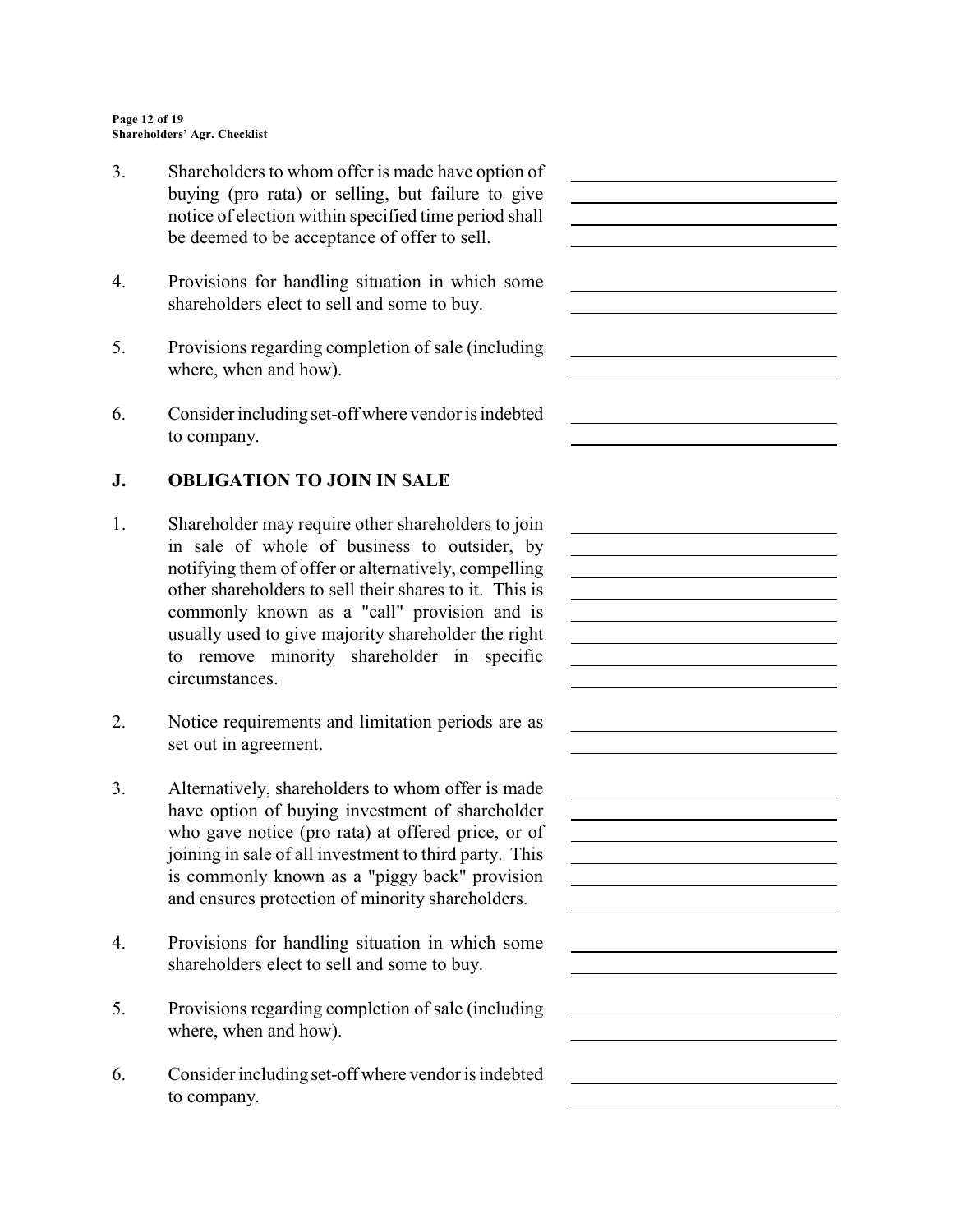3. Shareholders to whom offer is made have option of buying (pro rata) or selling, but failure to give notice of election within specified time period shall be deemed to be acceptance of offer to sell.

4. Provisions for handling situation in which some shareholders elect to sell and some to buy.

5. Provisions regarding completion of sale (including where, when and how).

6. Consider including set-off where vendor is indebted to company.

## J. OBLIGATION TO JOIN IN SALE

1. Shareholder may require other shareholders to join in sale of whole of business to outsider, by notifying them of offer or alternatively, compelling other shareholders to sell their shares to it. This is commonly known as a "call" provision and is usually used to give majority shareholder the right to remove minority shareholder in specific circumstances.

2. Notice requirements and limitation periods are as set out in agreement.

3. Alternatively, shareholders to whom offer is made have option of buying investment of shareholder who gave notice (pro rata) at offered price, or of joining in sale of all investment to third party. This is commonly known as a "piggy back" provision and ensures protection of minority shareholders.

4. Provisions for handling situation in which some shareholders elect to sell and some to buy.

5. Provisions regarding completion of sale (including where, when and how).

6. Consider including set-off where vendor is indebted to company.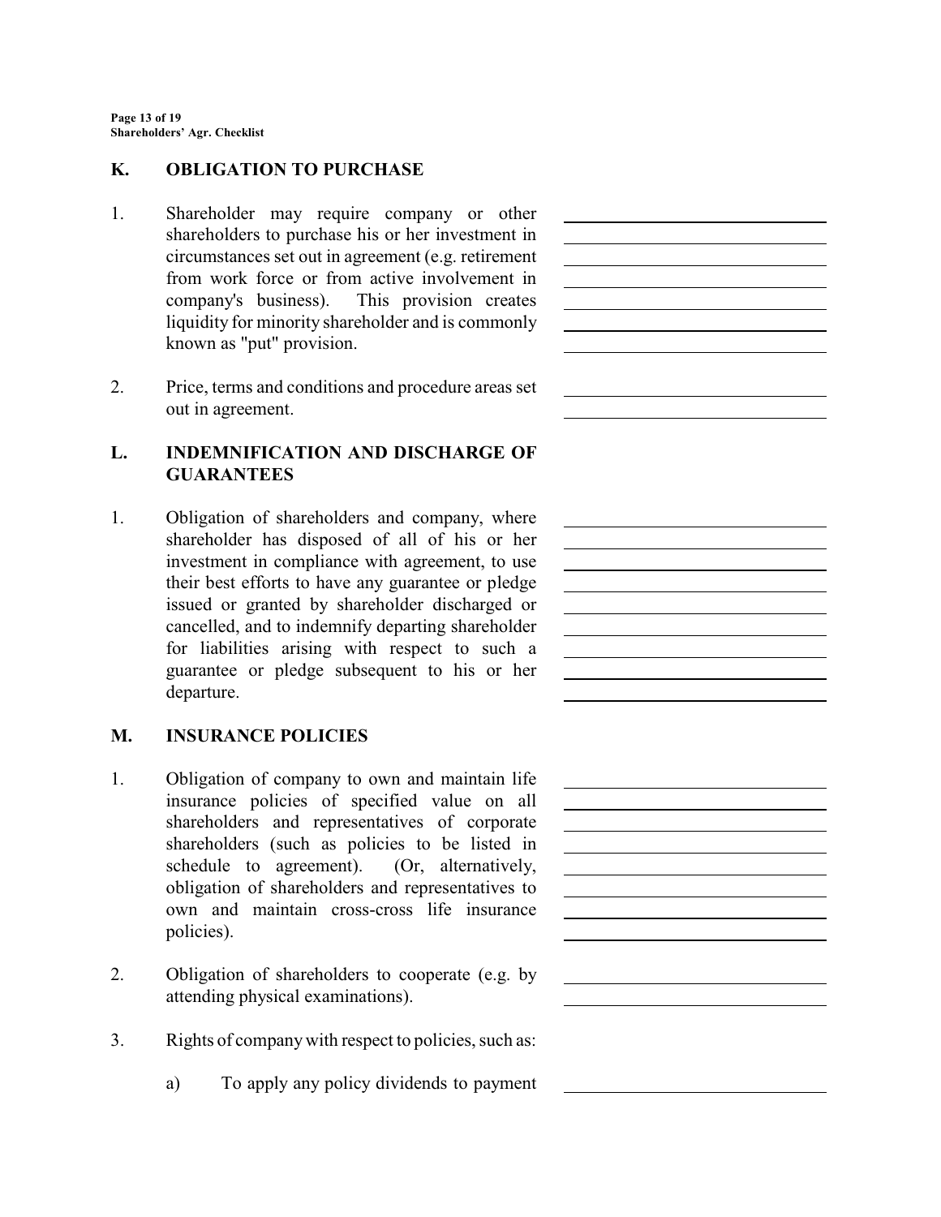## K. OBLIGATION TO PURCHASE

1. Shareholder may require company or other shareholders to purchase his or her investment in circumstances set out in agreement (e.g. retirement from work force or from active involvement in company's business). This provision creates liquidity for minority shareholder and is commonly known as "put" provision.

2. Price, terms and conditions and procedure areas set out in agreement.

## L. INDEMNIFICATION AND DISCHARGE OF GUARANTEES

1. Obligation of shareholders and company, where shareholder has disposed of all of his or her investment in compliance with agreement, to use their best efforts to have any guarantee or pledge issued or granted by shareholder discharged or cancelled, and to indemnify departing shareholder for liabilities arising with respect to such a guarantee or pledge subsequent to his or her departure.

## M. INSURANCE POLICIES

1. Obligation of company to own and maintain life insurance policies of specified value on all shareholders and representatives of corporate shareholders (such as policies to be listed in schedule to agreement). (Or, alternatively, obligation of shareholders and representatives to own and maintain cross-cross life insurance policies).

2. Obligation of shareholders to cooperate (e.g. by attending physical examinations).

3. Rights of company with respect to policies, such as:

   a) To apply any policy dividends to payment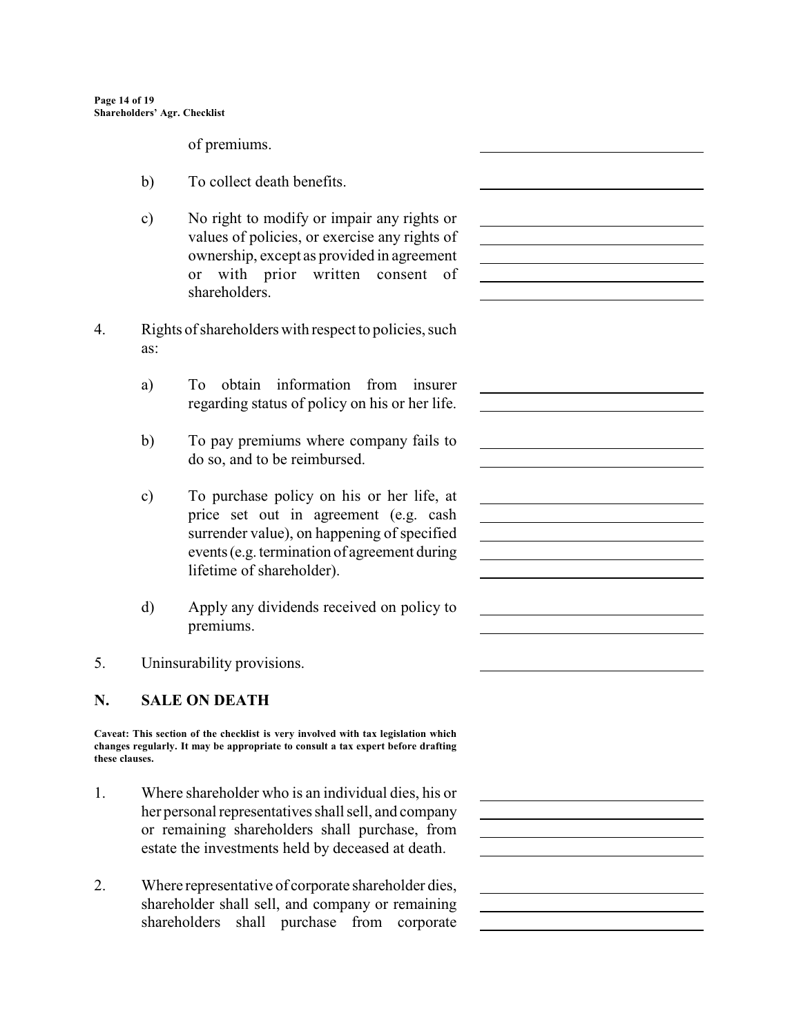of premiums.

b) To collect death benefits.

c) No right to modify or impair any rights or values of policies, or exercise any rights of ownership, except as provided in agreement or with prior written consent of shareholders.

4. Rights of shareholders with respect to policies, such as:

   a) To obtain information from insurer regarding status of policy on his or her life.

   b) To pay premiums where company fails to do so, and to be reimbursed.

   c) To purchase policy on his or her life, at price set out in agreement (e.g. cash surrender value), on happening of specified events (e.g. termination of agreement during lifetime of shareholder).

   d) Apply any dividends received on policy to premiums.

5. Uninsurability provisions.

## N. SALE ON DEATH

**Caveat: This section of the checklist is very involved with tax legislation which changes regularly. It may be appropriate to consult a tax expert before drafting these clauses.**

1. Where shareholder who is an individual dies, his or her personal representatives shall sell, and company or remaining shareholders shall purchase, from estate the investments held by deceased at death.

2. Where representative of corporate shareholder dies, shareholder shall sell, and company or remaining shareholders shall purchase from corporate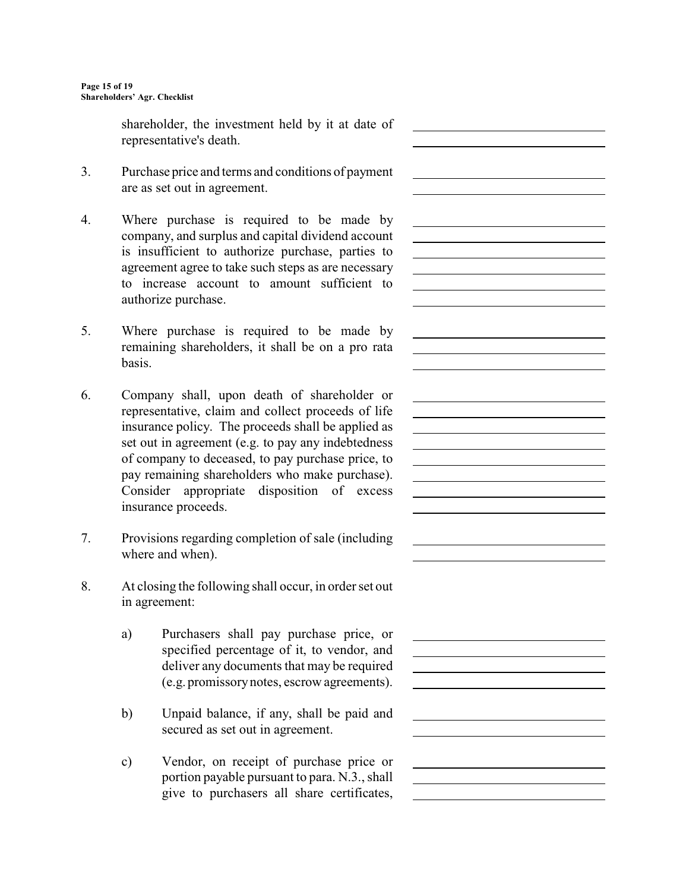shareholder, the investment held by it at date of representative's death.

3. Purchase price and terms and conditions of payment are as set out in agreement.

4. Where purchase is required to be made by company, and surplus and capital dividend account is insufficient to authorize purchase, parties to agreement agree to take such steps as are necessary to increase account to amount sufficient to authorize purchase.

5. Where purchase is required to be made by remaining shareholders, it shall be on a pro rata basis.

6. Company shall, upon death of shareholder or representative, claim and collect proceeds of life insurance policy. The proceeds shall be applied as set out in agreement (e.g. to pay any indebtedness of company to deceased, to pay purchase price, to pay remaining shareholders who make purchase). Consider appropriate disposition of excess insurance proceeds.

7. Provisions regarding completion of sale (including where and when).

8. At closing the following shall occur, in order set out in agreement:

   a) Purchasers shall pay purchase price, or specified percentage of it, to vendor, and deliver any documents that may be required (e.g. promissory notes, escrow agreements).

   b) Unpaid balance, if any, shall be paid and secured as set out in agreement.

   c) Vendor, on receipt of purchase price or portion payable pursuant to para. N.3., shall give to purchasers all share certificates,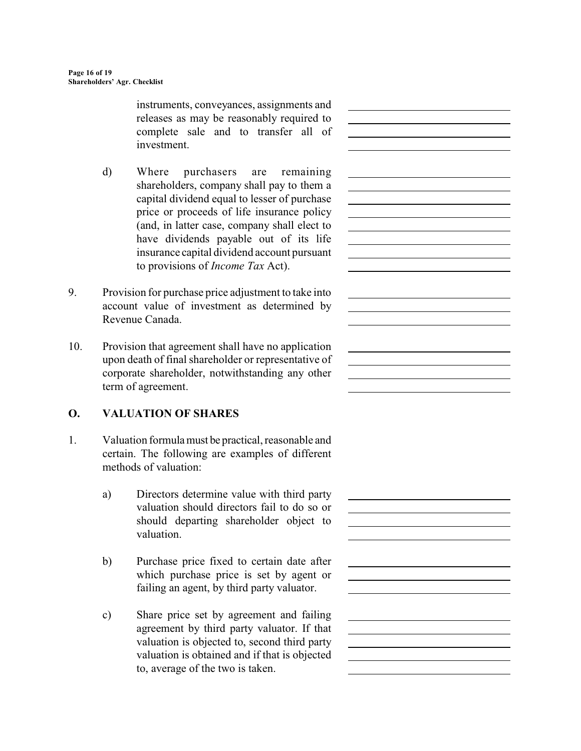instruments, conveyances, assignments and releases as may be reasonably required to complete sale and to transfer all of investment.

d) Where purchasers are remaining shareholders, company shall pay to them a capital dividend equal to lesser of purchase price or proceeds of life insurance policy (and, in latter case, company shall elect to have dividends payable out of its life insurance capital dividend account pursuant to provisions of *Income Tax* Act).

9. Provision for purchase price adjustment to take into account value of investment as determined by Revenue Canada.

10. Provision that agreement shall have no application upon death of final shareholder or representative of corporate shareholder, notwithstanding any other term of agreement.

## O. VALUATION OF SHARES

1. Valuation formula must be practical, reasonable and certain. The following are examples of different methods of valuation:

   a) Directors determine value with third party valuation should directors fail to do so or should departing shareholder object to valuation.

   b) Purchase price fixed to certain date after which purchase price is set by agent or failing an agent, by third party valuator.

   c) Share price set by agreement and failing agreement by third party valuator. If that valuation is objected to, second third party valuation is obtained and if that is objected to, average of the two is taken.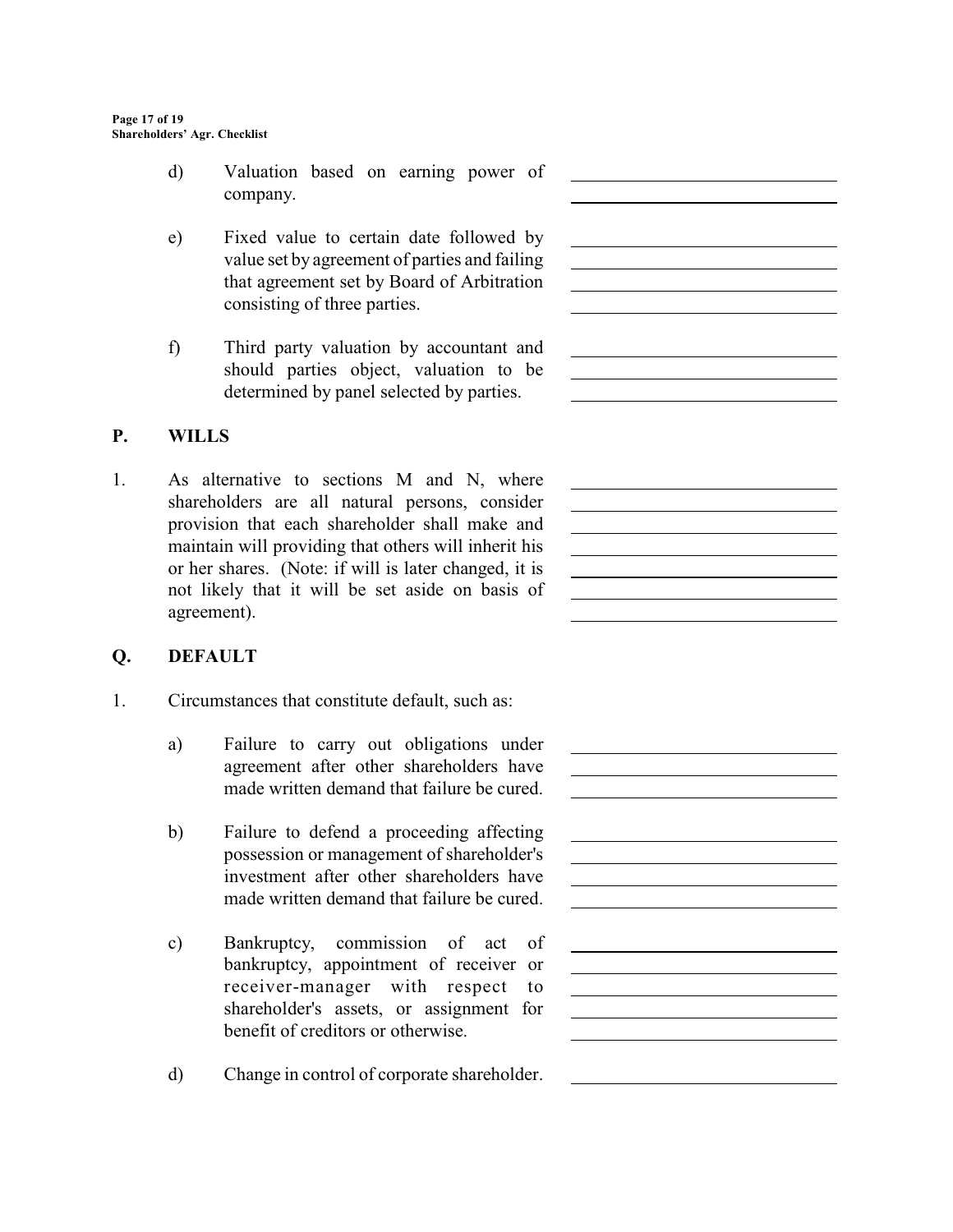d) Valuation based on earning power of company.

e) Fixed value to certain date followed by value set by agreement of parties and failing that agreement set by Board of Arbitration consisting of three parties.

f) Third party valuation by accountant and should parties object, valuation to be determined by panel selected by parties.

## P. WILLS

1. As alternative to sections M and N, where shareholders are all natural persons, consider provision that each shareholder shall make and maintain will providing that others will inherit his or her shares. (Note: if will is later changed, it is not likely that it will be set aside on basis of agreement).

## Q. DEFAULT

1. Circumstances that constitute default, such as:

   a) Failure to carry out obligations under agreement after other shareholders have made written demand that failure be cured.

   b) Failure to defend a proceeding affecting possession or management of shareholder's investment after other shareholders have made written demand that failure be cured.

   c) Bankruptcy, commission of act of bankruptcy, appointment of receiver or receiver-manager with respect to shareholder's assets, or assignment for benefit of creditors or otherwise.

   d) Change in control of corporate shareholder.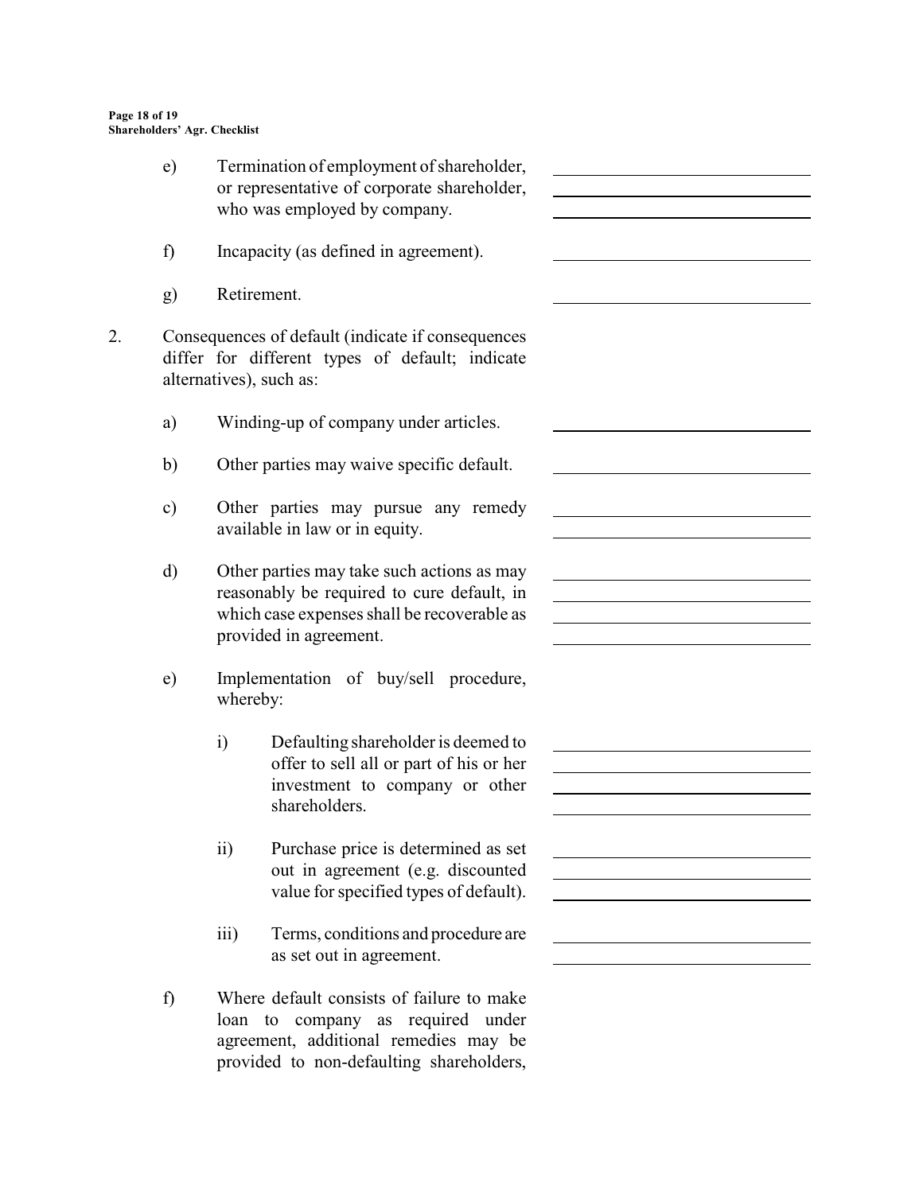e) Termination of employment of shareholder, or representative of corporate shareholder, who was employed by company.

f) Incapacity (as defined in agreement).

g) Retirement.

2. Consequences of default (indicate if consequences differ for different types of default; indicate alternatives), such as:

   a) Winding-up of company under articles.

   b) Other parties may waive specific default.

   c) Other parties may pursue any remedy available in law or in equity.

   d) Other parties may take such actions as may reasonably be required to cure default, in which case expenses shall be recoverable as provided in agreement.

   e) Implementation of buy/sell procedure, whereby:

      i) Defaulting shareholder is deemed to offer to sell all or part of his or her investment to company or other shareholders.

      ii) Purchase price is determined as set out in agreement (e.g. discounted value for specified types of default).

      iii) Terms, conditions and procedure are as set out in agreement.

   f) Where default consists of failure to make loan to company as required under agreement, additional remedies may be provided to non-defaulting shareholders,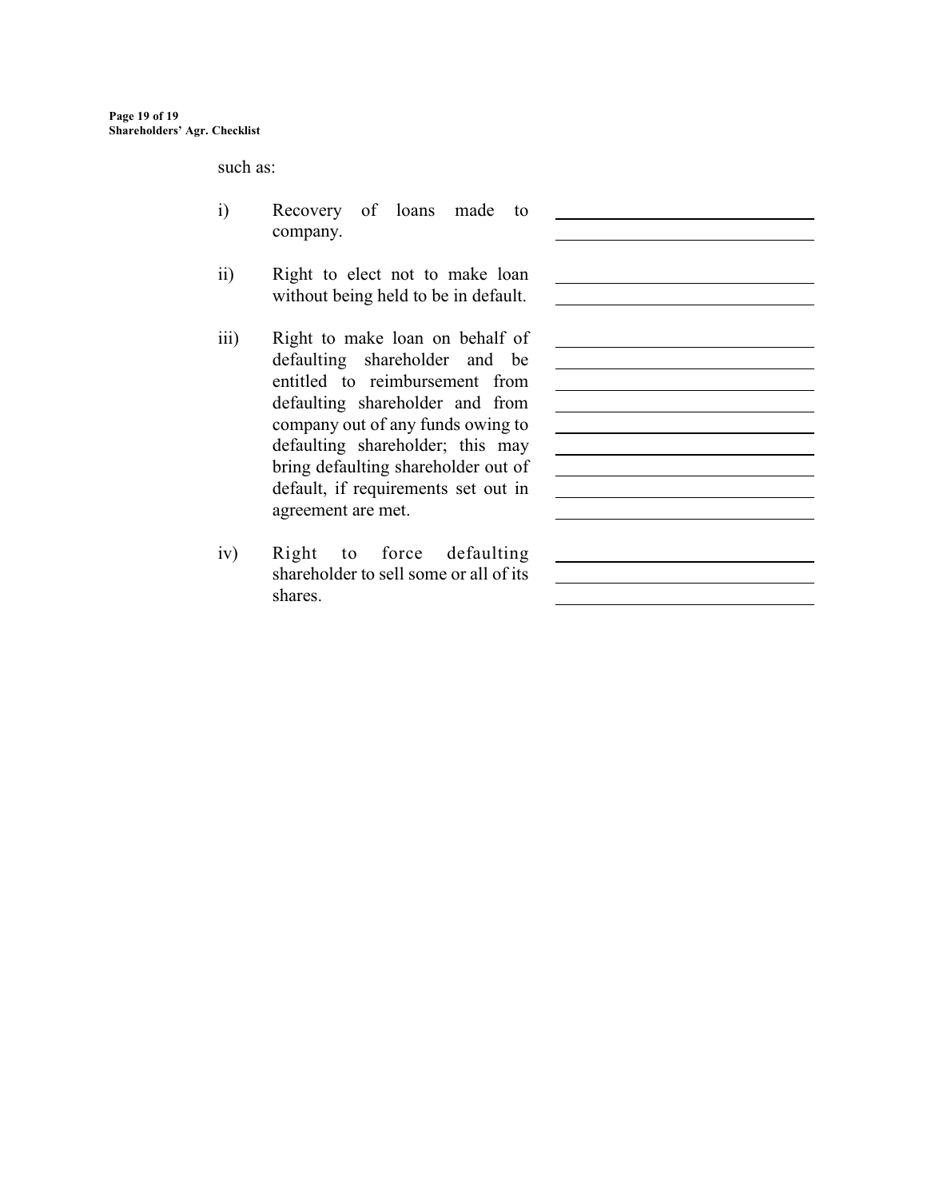such as:

i) Recovery of loans made to company.

ii) Right to elect not to make loan without being held to be in default.

iii) Right to make loan on behalf of defaulting shareholder and be entitled to reimbursement from defaulting shareholder and from company out of any funds owing to defaulting shareholder; this may bring defaulting shareholder out of default, if requirements set out in agreement are met.

iv) Right to force defaulting shareholder to sell some or all of its shares.